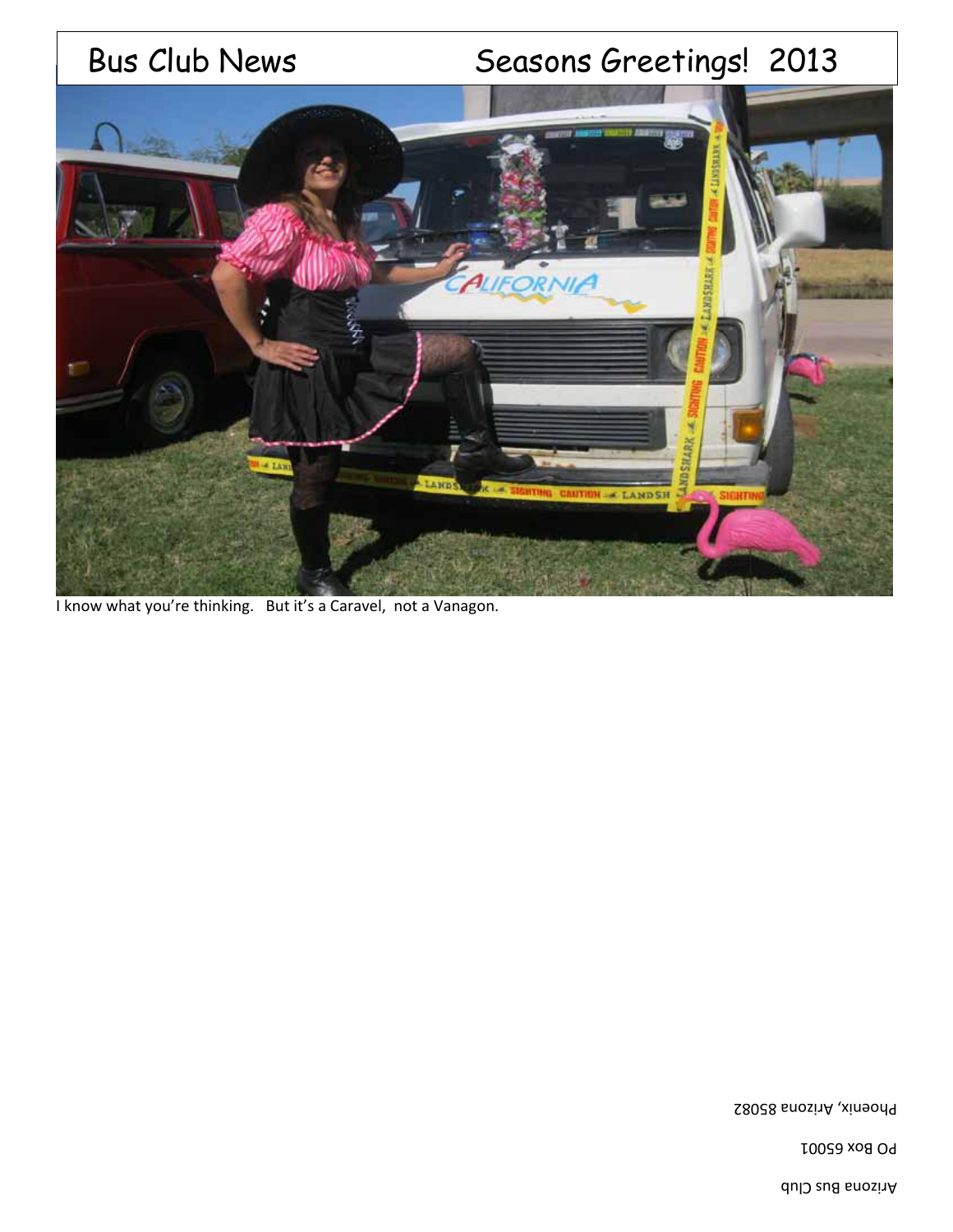# Bus Club News

## Seasons Greetings! 2013

I know what you're thinking. But it's a Caravel, not a Vanagon.

Arizona Bus Club

PO Box 65001

Phoenix, Arizona 85082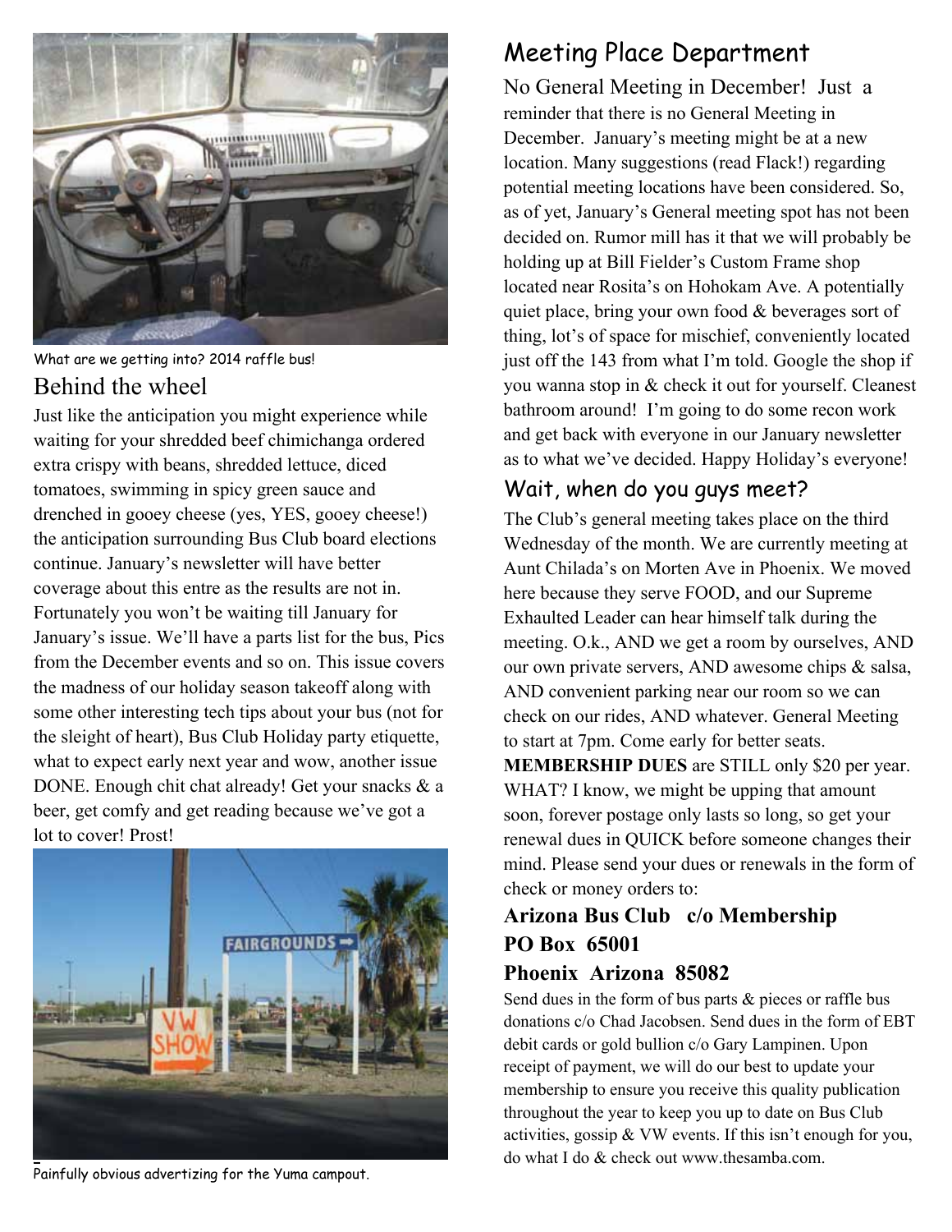What are we getting into? 2014 raffle bus!

## Behind the wheel

Just like the anticipation you might experience while waiting for your shredded beef chimichanga ordered extra crispy with beans, shredded lettuce, diced tomatoes, swimming in spicy green sauce and drenched in gooey cheese (yes, YES, gooey cheese!) the anticipation surrounding Bus Club board elections continue. January's newsletter will have better coverage about this entre as the results are not in. Fortunately you won't be waiting till January for January's issue. We'll have a parts list for the bus, Pics from the December events and so on. This issue covers the madness of our holiday season takeoff along with some other interesting tech tips about your bus (not for the sleight of heart), Bus Club Holiday party etiquette, what to expect early next year and wow, another issue DONE. Enough chit chat already! Get your snacks & a beer, get comfy and get reading because we've got a lot to cover! Prost!

Painfully obvious advertizing for the Yuma campout.

## Meeting Place Department

No General Meeting in December! Just a reminder that there is no General Meeting in December. January's meeting might be at a new location. Many suggestions (read Flack!) regarding potential meeting locations have been considered. So, as of yet, January's General meeting spot has not been decided on. Rumor mill has it that we will probably be holding up at Bill Fielder's Custom Frame shop located near Rosita's on Hohokam Ave. A potentially quiet place, bring your own food & beverages sort of thing, lot's of space for mischief, conveniently located just off the 143 from what I'm told. Google the shop if you wanna stop in & check it out for yourself. Cleanest bathroom around! I'm going to do some recon work and get back with everyone in our January newsletter as to what we've decided. Happy Holiday's everyone!

## Wait, when do you guys meet?

The Club's general meeting takes place on the third Wednesday of the month. We are currently meeting at Aunt Chilada's on Morten Ave in Phoenix. We moved here because they serve FOOD, and our Supreme Exhaulted Leader can hear himself talk during the meeting. O.k., AND we get a room by ourselves, AND our own private servers, AND awesome chips & salsa, AND convenient parking near our room so we can check on our rides, AND whatever. General Meeting to start at 7pm. Come early for better seats.

**MEMBERSHIP DUES** are STILL only $20 per year. WHAT? I know, we might be upping that amount soon, forever postage only lasts so long, so get your renewal dues in QUICK before someone changes their mind. Please send your dues or renewals in the form of check or money orders to:

**Arizona Bus Club c/o Membership**
**PO Box 65001**
**Phoenix Arizona 85082**

Send dues in the form of bus parts & pieces or raffle bus donations c/o Chad Jacobsen. Send dues in the form of EBT debit cards or gold bullion c/o Gary Lampinen. Upon receipt of payment, we will do our best to update your membership to ensure you receive this quality publication throughout the year to keep you up to date on Bus Club activities, gossip & VW events. If this isn't enough for you, do what I do & check out www.thesamba.com.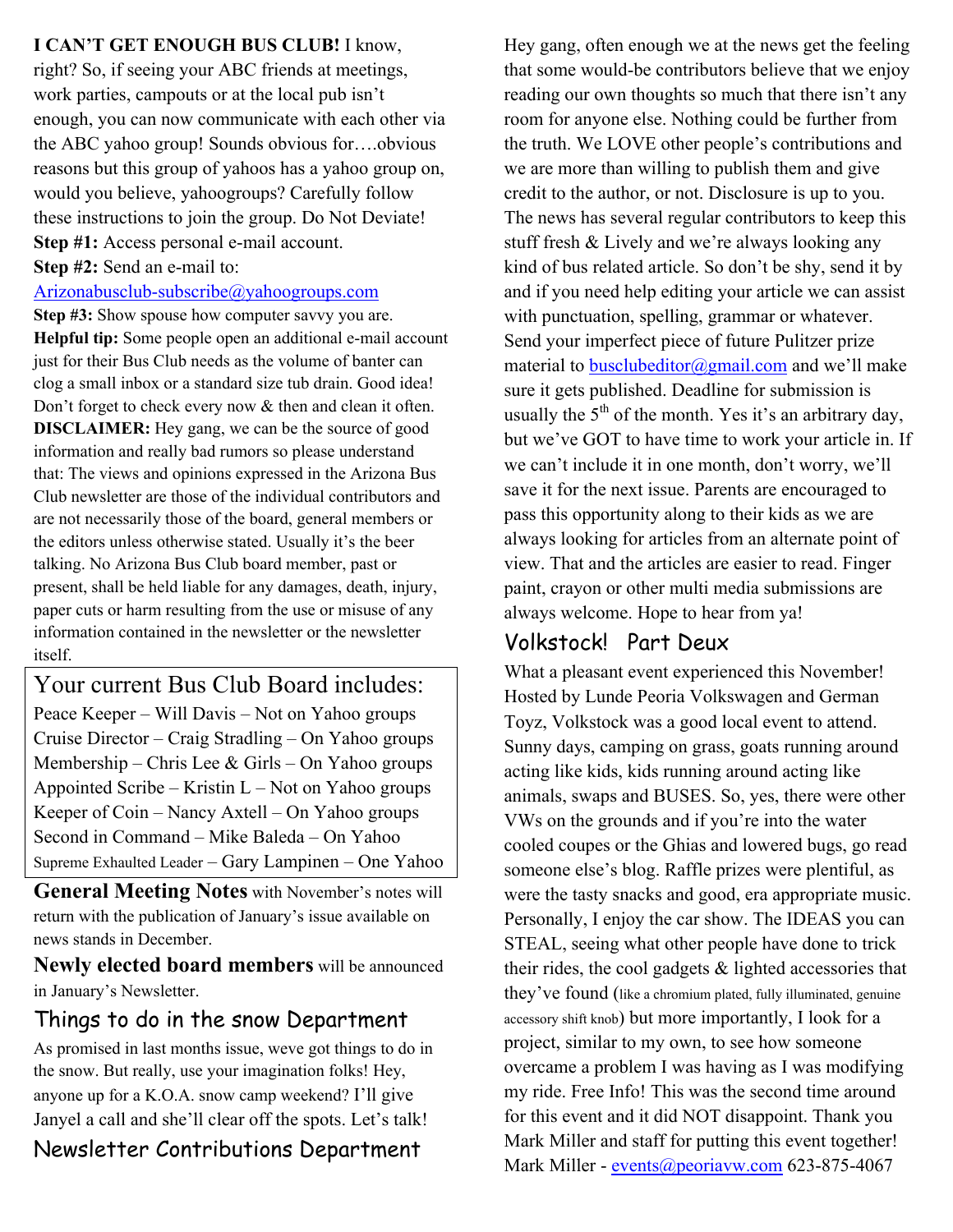**I CAN'T GET ENOUGH BUS CLUB!** I know, right? So, if seeing your ABC friends at meetings, work parties, campouts or at the local pub isn't enough, you can now communicate with each other via the ABC yahoo group! Sounds obvious for….obvious reasons but this group of yahoos has a yahoo group on, would you believe, yahoogroups? Carefully follow these instructions to join the group. Do Not Deviate!

**Step #1:** Access personal e-mail account.

**Step #2:** Send an e-mail to: Arizonabusclub-subscribe@yahoogroups.com

**Step #3:** Show spouse how computer savvy you are.

**Helpful tip:** Some people open an additional e-mail account just for their Bus Club needs as the volume of banter can clog a small inbox or a standard size tub drain. Good idea! Don't forget to check every now & then and clean it often.

**DISCLAIMER:** Hey gang, we can be the source of good information and really bad rumors so please understand that: The views and opinions expressed in the Arizona Bus Club newsletter are those of the individual contributors and are not necessarily those of the board, general members or the editors unless otherwise stated. Usually it's the beer talking. No Arizona Bus Club board member, past or present, shall be held liable for any damages, death, injury, paper cuts or harm resulting from the use or misuse of any information contained in the newsletter or the newsletter itself.

## Your current Bus Club Board includes:

Peace Keeper – Will Davis – Not on Yahoo groups
Cruise Director – Craig Stradling – On Yahoo groups
Membership – Chris Lee & Girls – On Yahoo groups
Appointed Scribe – Kristin L – Not on Yahoo groups
Keeper of Coin – Nancy Axtell – On Yahoo groups
Second in Command – Mike Baleda – On Yahoo
Supreme Exhaulted Leader – Gary Lampinen – One Yahoo

**General Meeting Notes** with November's notes will return with the publication of January's issue available on news stands in December.

**Newly elected board members** will be announced in January's Newsletter.

## Things to do in the snow Department

As promised in last months issue, weve got things to do in the snow. But really, use your imagination folks! Hey, anyone up for a K.O.A. snow camp weekend? I'll give Janyel a call and she'll clear off the spots. Let's talk!

## Newsletter Contributions Department

Hey gang, often enough we at the news get the feeling that some would-be contributors believe that we enjoy reading our own thoughts so much that there isn't any room for anyone else. Nothing could be further from the truth. We LOVE other people's contributions and we are more than willing to publish them and give credit to the author, or not. Disclosure is up to you. The news has several regular contributors to keep this stuff fresh & Lively and we're always looking any kind of bus related article. So don't be shy, send it by and if you need help editing your article we can assist with punctuation, spelling, grammar or whatever. Send your imperfect piece of future Pulitzer prize material to busclubeditor@gmail.com and we'll make sure it gets published. Deadline for submission is usually the 5th of the month. Yes it's an arbitrary day, but we've GOT to have time to work your article in. If we can't include it in one month, don't worry, we'll save it for the next issue. Parents are encouraged to pass this opportunity along to their kids as we are always looking for articles from an alternate point of view. That and the articles are easier to read. Finger paint, crayon or other multi media submissions are always welcome. Hope to hear from ya!

## Volkstock! Part Deux

What a pleasant event experienced this November! Hosted by Lunde Peoria Volkswagen and German Toyz, Volkstock was a good local event to attend. Sunny days, camping on grass, goats running around acting like kids, kids running around acting like animals, swaps and BUSES. So, yes, there were other VWs on the grounds and if you're into the water cooled coupes or the Ghias and lowered bugs, go read someone else's blog. Raffle prizes were plentiful, as were the tasty snacks and good, era appropriate music. Personally, I enjoy the car show. The IDEAS you can STEAL, seeing what other people have done to trick their rides, the cool gadgets & lighted accessories that they've found (like a chromium plated, fully illuminated, genuine accessory shift knob) but more importantly, I look for a project, similar to my own, to see how someone overcame a problem I was having as I was modifying my ride. Free Info! This was the second time around for this event and it did NOT disappoint. Thank you Mark Miller and staff for putting this event together! Mark Miller - events@peoriavw.com 623-875-4067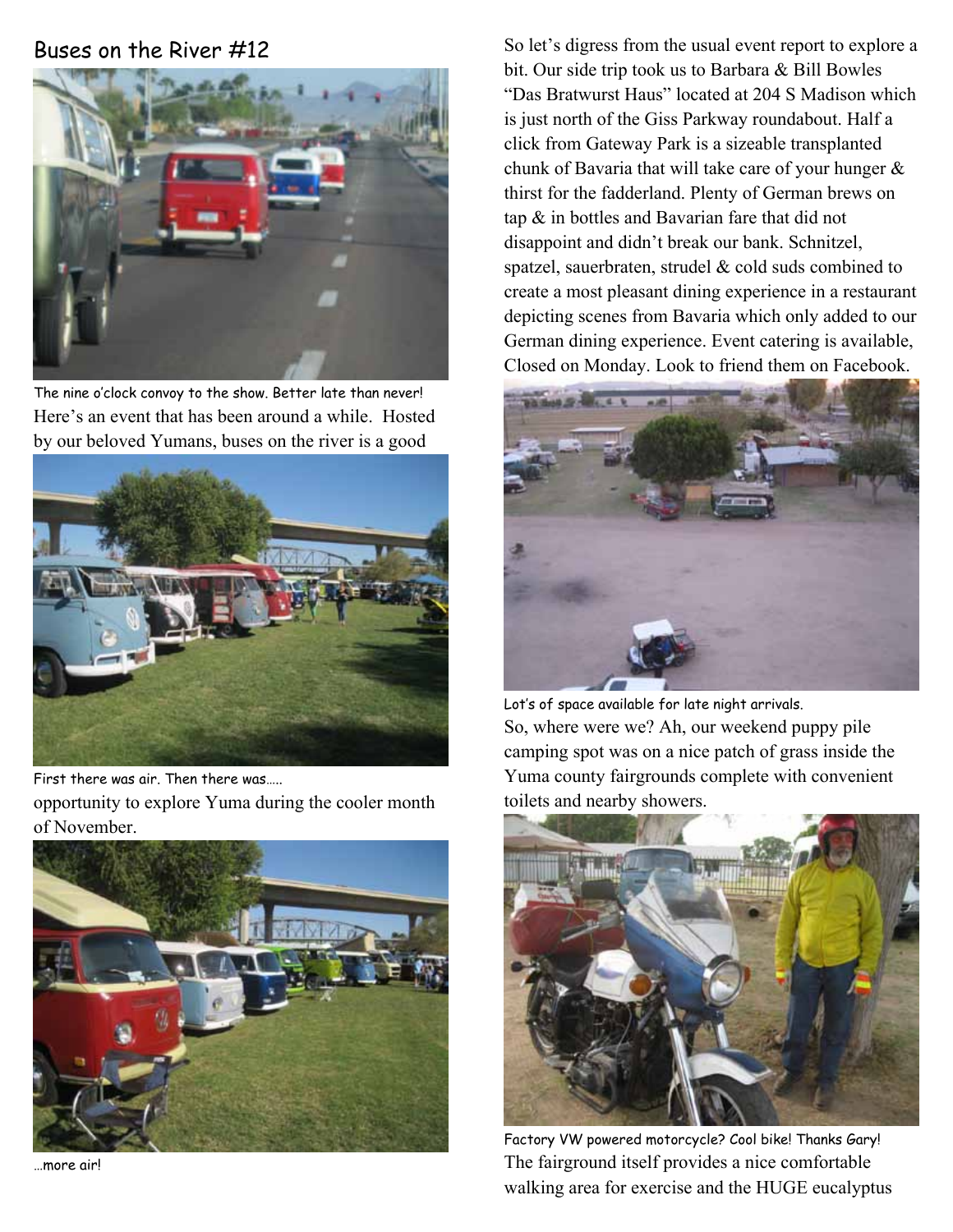## Buses on the River #12

The nine o'clock convoy to the show. Better late than never!

Here's an event that has been around a while. Hosted by our beloved Yumans, buses on the river is a good opportunity to explore Yuma during the cooler month of November.

First there was air. Then there was…..

…more air!

So let's digress from the usual event report to explore a bit. Our side trip took us to Barbara & Bill Bowles "Das Bratwurst Haus" located at 204 S Madison which is just north of the Giss Parkway roundabout. Half a click from Gateway Park is a sizeable transplanted chunk of Bavaria that will take care of your hunger & thirst for the fadderland. Plenty of German brews on tap & in bottles and Bavarian fare that did not disappoint and didn't break our bank. Schnitzel, spatzel, sauerbraten, strudel & cold suds combined to create a most pleasant dining experience in a restaurant depicting scenes from Bavaria which only added to our German dining experience. Event catering is available, Closed on Monday. Look to friend them on Facebook.

Lot's of space available for late night arrivals.

So, where were we? Ah, our weekend puppy pile camping spot was on a nice patch of grass inside the Yuma county fairgrounds complete with convenient toilets and nearby showers.

Factory VW powered motorcycle? Cool bike! Thanks Gary!

The fairground itself provides a nice comfortable walking area for exercise and the HUGE eucalyptus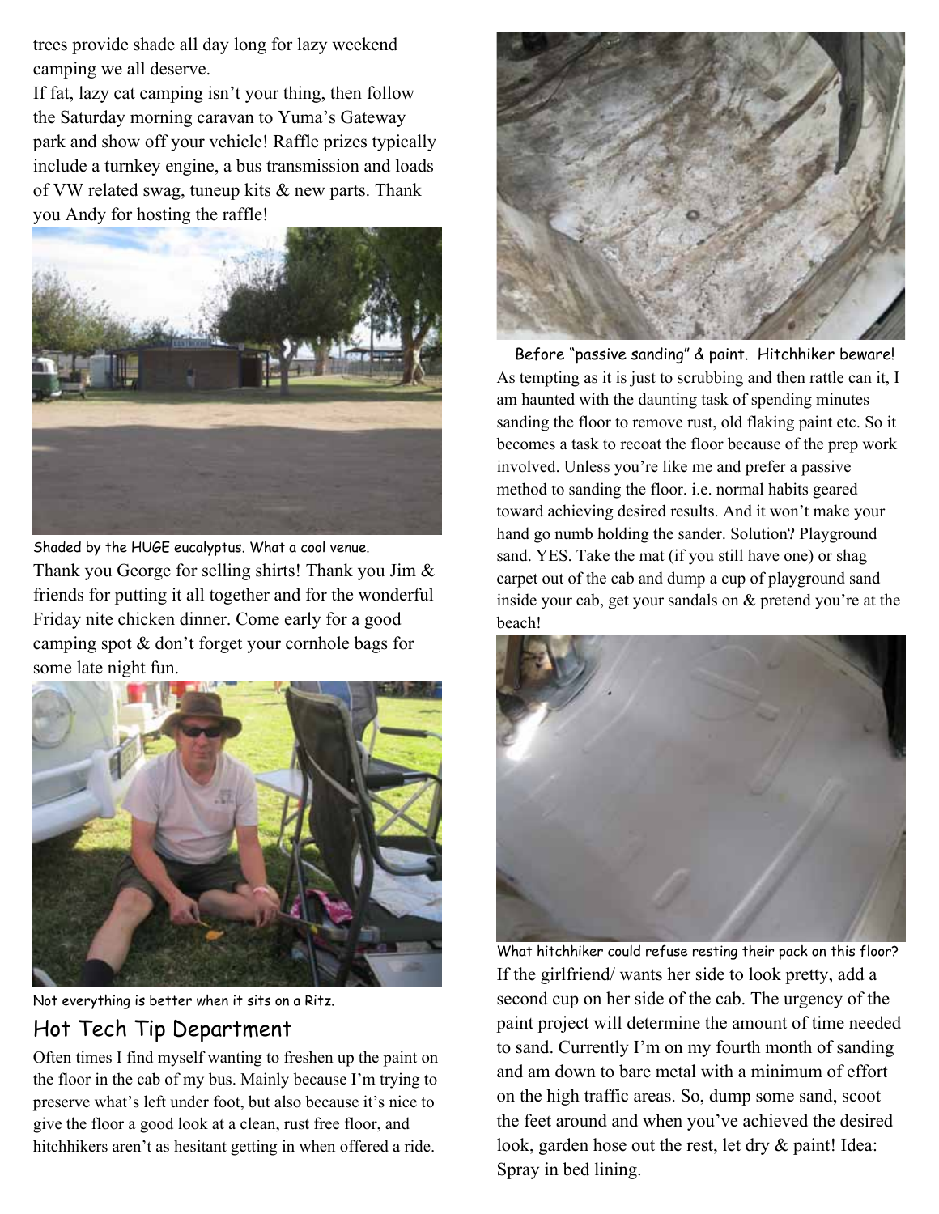trees provide shade all day long for lazy weekend camping we all deserve.

If fat, lazy cat camping isn't your thing, then follow the Saturday morning caravan to Yuma's Gateway park and show off your vehicle! Raffle prizes typically include a turnkey engine, a bus transmission and loads of VW related swag, tuneup kits & new parts. Thank you Andy for hosting the raffle!

Shaded by the HUGE eucalyptus. What a cool venue.

Thank you George for selling shirts! Thank you Jim & friends for putting it all together and for the wonderful Friday nite chicken dinner. Come early for a good camping spot & don't forget your cornhole bags for some late night fun.

Not everything is better when it sits on a Ritz.

## Hot Tech Tip Department

Often times I find myself wanting to freshen up the paint on the floor in the cab of my bus. Mainly because I'm trying to preserve what's left under foot, but also because it's nice to give the floor a good look at a clean, rust free floor, and hitchhikers aren't as hesitant getting in when offered a ride.

Before "passive sanding" & paint. Hitchhiker beware!

As tempting as it is just to scrubbing and then rattle can it, I am haunted with the daunting task of spending minutes sanding the floor to remove rust, old flaking paint etc. So it becomes a task to recoat the floor because of the prep work involved. Unless you're like me and prefer a passive method to sanding the floor. i.e. normal habits geared toward achieving desired results. And it won't make your hand go numb holding the sander. Solution? Playground sand. YES. Take the mat (if you still have one) or shag carpet out of the cab and dump a cup of playground sand inside your cab, get your sandals on & pretend you're at the beach!

What hitchhiker could refuse resting their pack on this floor?

If the girlfriend/ wants her side to look pretty, add a second cup on her side of the cab. The urgency of the paint project will determine the amount of time needed to sand. Currently I'm on my fourth month of sanding and am down to bare metal with a minimum of effort on the high traffic areas. So, dump some sand, scoot the feet around and when you've achieved the desired look, garden hose out the rest, let dry & paint! Idea: Spray in bed lining.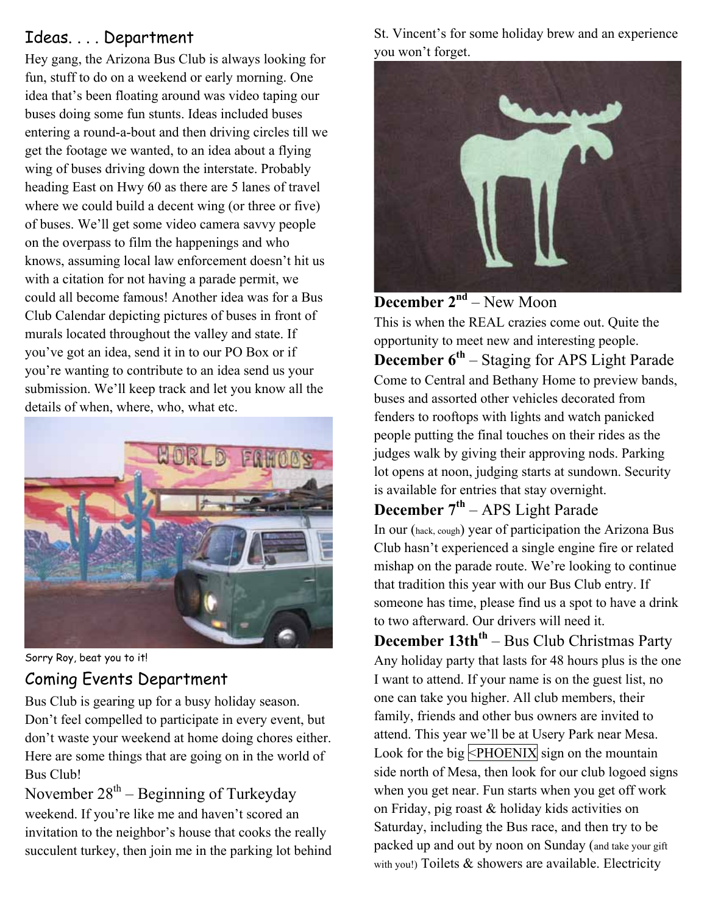## Ideas. . . . Department

Hey gang, the Arizona Bus Club is always looking for fun, stuff to do on a weekend or early morning. One idea that's been floating around was video taping our buses doing some fun stunts. Ideas included buses entering a round-a-bout and then driving circles till we get the footage we wanted, to an idea about a flying wing of buses driving down the interstate. Probably heading East on Hwy 60 as there are 5 lanes of travel where we could build a decent wing (or three or five) of buses. We'll get some video camera savvy people on the overpass to film the happenings and who knows, assuming local law enforcement doesn't hit us with a citation for not having a parade permit, we could all become famous! Another idea was for a Bus Club Calendar depicting pictures of buses in front of murals located throughout the valley and state. If you've got an idea, send it in to our PO Box or if you're wanting to contribute to an idea send us your submission. We'll keep track and let you know all the details of when, where, who, what etc.

Sorry Roy, beat you to it!

## Coming Events Department

Bus Club is gearing up for a busy holiday season. Don't feel compelled to participate in every event, but don't waste your weekend at home doing chores either. Here are some things that are going on in the world of Bus Club!

**November 28th – Beginning of Turkeyday** weekend. If you're like me and haven't scored an invitation to the neighbor's house that cooks the really succulent turkey, then join me in the parking lot behind St. Vincent's for some holiday brew and an experience you won't forget.

**December 2nd – New Moon**

This is when the REAL crazies come out. Quite the opportunity to meet new and interesting people.

**December 6th – Staging for APS Light Parade**

Come to Central and Bethany Home to preview bands, buses and assorted other vehicles decorated from fenders to rooftops with lights and watch panicked people putting the final touches on their rides as the judges walk by giving their approving nods. Parking lot opens at noon, judging starts at sundown. Security is available for entries that stay overnight.

**December 7th – APS Light Parade**

In our (hack, cough) year of participation the Arizona Bus Club hasn't experienced a single engine fire or related mishap on the parade route. We're looking to continue that tradition this year with our Bus Club entry. If someone has time, please find us a spot to have a drink to two afterward. Our drivers will need it.

**December 13thth – Bus Club Christmas Party**

Any holiday party that lasts for 48 hours plus is the one I want to attend. If your name is on the guest list, no one can take you higher. All club members, their family, friends and other bus owners are invited to attend. This year we'll be at Usery Park near Mesa. Look for the big <PHOENIX sign on the mountain side north of Mesa, then look for our club logoed signs when you get near. Fun starts when you get off work on Friday, pig roast & holiday kids activities on Saturday, including the Bus race, and then try to be packed up and out by noon on Sunday (and take your gift with you!) Toilets & showers are available. Electricity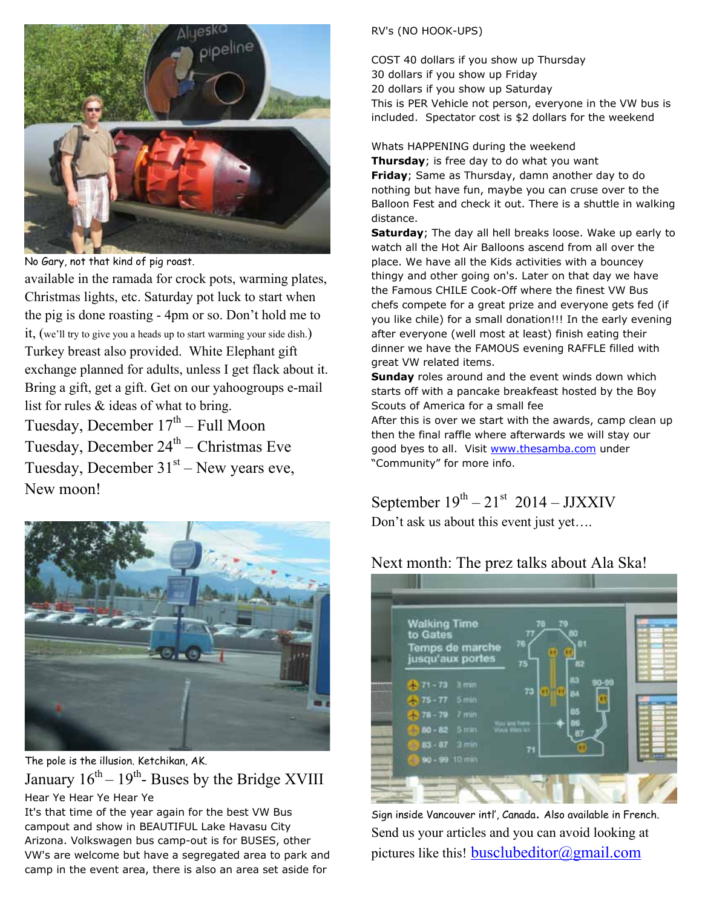No Gary, not that kind of pig roast.

available in the ramada for crock pots, warming plates, Christmas lights, etc. Saturday pot luck to start when the pig is done roasting - 4pm or so. Don't hold me to it, (we'll try to give you a heads up to start warming your side dish.) Turkey breast also provided. White Elephant gift exchange planned for adults, unless I get flack about it. Bring a gift, get a gift. Get on our yahoogroups e-mail list for rules & ideas of what to bring.

Tuesday, December 17th – Full Moon

Tuesday, December 24th – Christmas Eve

Tuesday, December 31st – New years eve, New moon!

The pole is the illusion. Ketchikan, AK.

## January 16th – 19th- Buses by the Bridge XVIII

Hear Ye Hear Ye Hear Ye

It's that time of the year again for the best VW Bus campout and show in BEAUTIFUL Lake Havasu City Arizona. Volkswagen bus camp-out is for BUSES, other VW's are welcome but have a segregated area to park and camp in the event area, there is also an area set aside for RV's (NO HOOK-UPS)

COST 40 dollars if you show up Thursday
30 dollars if you show up Friday
20 dollars if you show up Saturday
This is PER Vehicle not person, everyone in the VW bus is included. Spectator cost is $2 dollars for the weekend

Whats HAPPENING during the weekend

**Thursday**; is free day to do what you want

**Friday**; Same as Thursday, damn another day to do nothing but have fun, maybe you can cruse over to the Balloon Fest and check it out. There is a shuttle in walking distance.

**Saturday**; The day all hell breaks loose. Wake up early to watch all the Hot Air Balloons ascend from all over the place. We have all the Kids activities with a bouncey thingy and other going on's. Later on that day we have the Famous CHILE Cook-Off where the finest VW Bus chefs compete for a great prize and everyone gets fed (if you like chile) for a small donation!!! In the early evening after everyone (well most at least) finish eating their dinner we have the FAMOUS evening RAFFLE filled with great VW related items.

**Sunday** roles around and the event winds down which starts off with a pancake breakfeast hosted by the Boy Scouts of America for a small fee

After this is over we start with the awards, camp clean up then the final raffle where afterwards we will stay our good byes to all. Visit www.thesamba.com under "Community" for more info.

## September 19th – 21st 2014 – JJXXIV

Don't ask us about this event just yet….

## Next month: The prez talks about Ala Ska!

Sign inside Vancouver intl', Canada. Also available in French.

Send us your articles and you can avoid looking at pictures like this! busclubeditor@gmail.com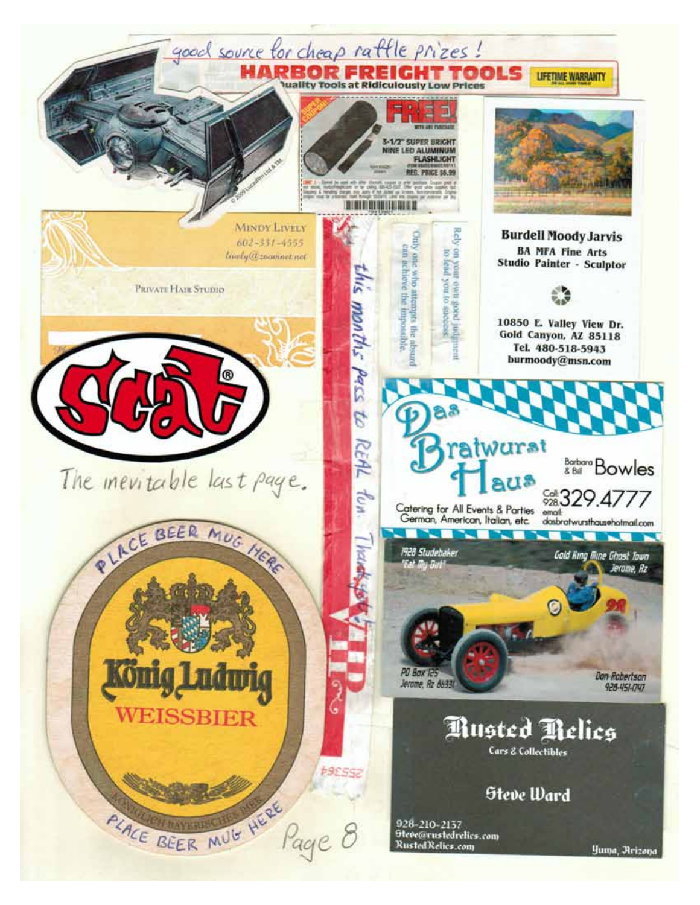good source for cheap raffle prizes!

HARBOR FREIGHT TOOLS

Quality Tools at Ridiculously Low Prices

LIFETIME WARRANTY

SUPER COUPON!

FREE!

WITH ANY PURCHASE

3-1/2" SUPER BRIGHT NINE LED ALUMINUM FLASHLIGHT

REG. PRICE $6.99

© 2009 Lucasfilm Ltd & TM.

MINDY LIVELY
602-331-4555
lively@zoomnet.net

PRIVATE HAIR STUDIO

Rely on your own good judgment to lead you to success.

Only one who attempts the absurd can achieve the impossible.

**Burdell Moody Jarvis**
BA MFA Fine Arts
Studio Painter - Sculptor

10850 E. Valley View Dr.
Gold Canyon, AZ 85118
Tel. 480-518-5943
burmoody@msn.com

Scat®

The inevitable last page.

this months pass to REAL fun. Thanks!

VIP

255364

Das Bratwurst Haus

Barbara & Bill Bowles

Call 928 329.4777

Catering for All Events & Parties
German, American, Italian, etc.

email:
dasbratwursthausehotmail.com

1928 Studebaker
"Eat My Dirt"

Gold King Mine Ghost Town
Jerome, Az

PO Box 125
Jerome, Az 86331

Don Robertson
928-451-1747

PLACE BEER MUG HERE

König Ludwig
WEISSBIER

KÖNIGLICH BAYERISCHES BIER

PLACE BEER MUG HERE

**Rusted Relics**
Cars & Collectibles

Steve Ward

928-210-2137
Steve@rustedrelics.com
RustedRelics.com

Yuma, Arizona